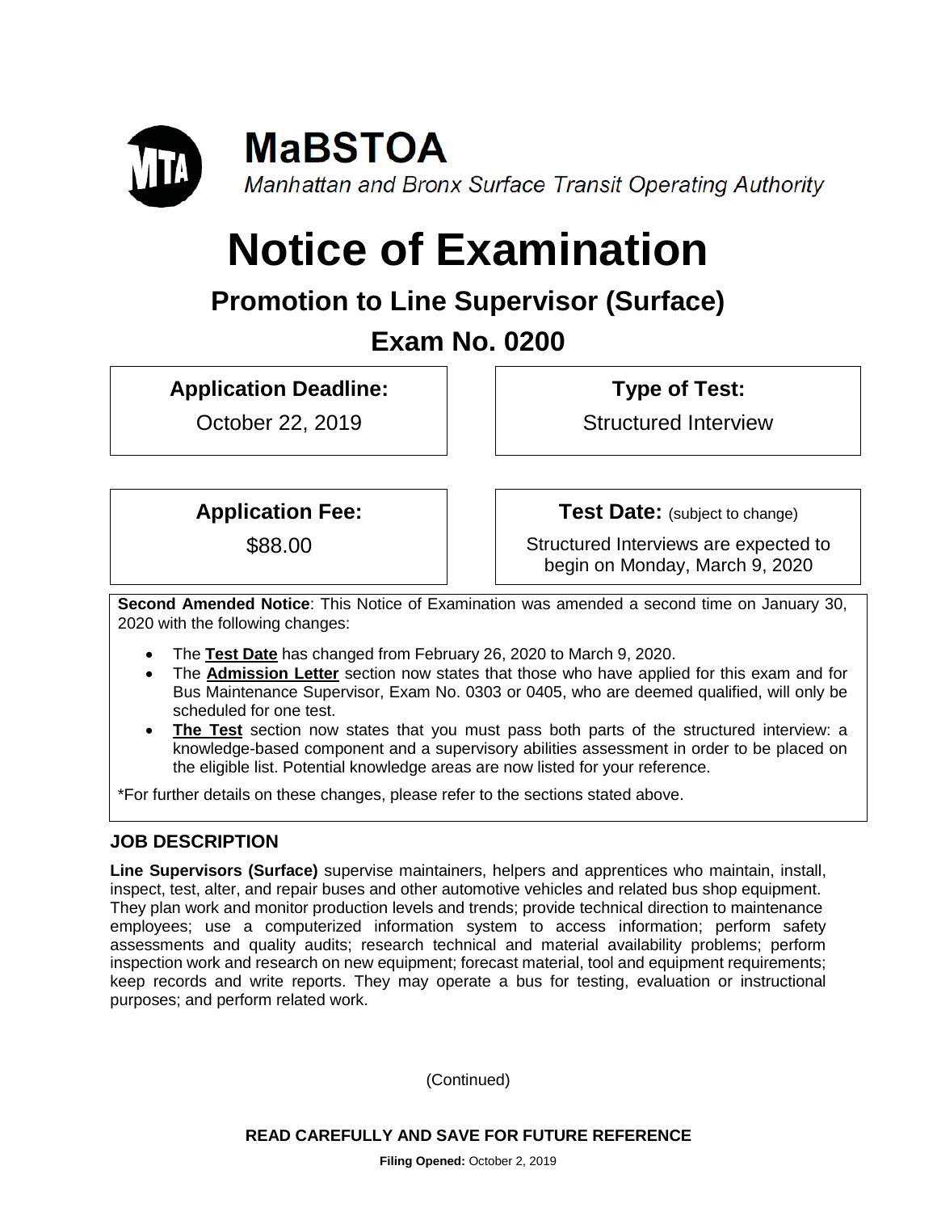# MaBSTOA

*Manhattan and Bronx Surface Transit Operating Authority*

# Notice of Examination

## Promotion to Line Supervisor (Surface)

## Exam No. 0200

| **Application Deadline:** | **Type of Test:** |
|---|---|
| October 22, 2019 | Structured Interview |

| **Application Fee:** | **Test Date:** (subject to change) |
|---|---|
| $88.00 | Structured Interviews are expected to begin on Monday, March 9, 2020 |

**Second Amended Notice**: This Notice of Examination was amended a second time on January 30, 2020 with the following changes:

- The **Test Date** has changed from February 26, 2020 to March 9, 2020.
- The **Admission Letter** section now states that those who have applied for this exam and for Bus Maintenance Supervisor, Exam No. 0303 or 0405, who are deemed qualified, will only be scheduled for one test.
- **The Test** section now states that you must pass both parts of the structured interview: a knowledge-based component and a supervisory abilities assessment in order to be placed on the eligible list. Potential knowledge areas are now listed for your reference.

*For further details on these changes, please refer to the sections stated above.

## JOB DESCRIPTION

**Line Supervisors (Surface)** supervise maintainers, helpers and apprentices who maintain, install, inspect, test, alter, and repair buses and other automotive vehicles and related bus shop equipment. They plan work and monitor production levels and trends; provide technical direction to maintenance employees; use a computerized information system to access information; perform safety assessments and quality audits; research technical and material availability problems; perform inspection work and research on new equipment; forecast material, tool and equipment requirements; keep records and write reports. They may operate a bus for testing, evaluation or instructional purposes; and perform related work.

(Continued)

**READ CAREFULLY AND SAVE FOR FUTURE REFERENCE**

**Filing Opened:** October 2, 2019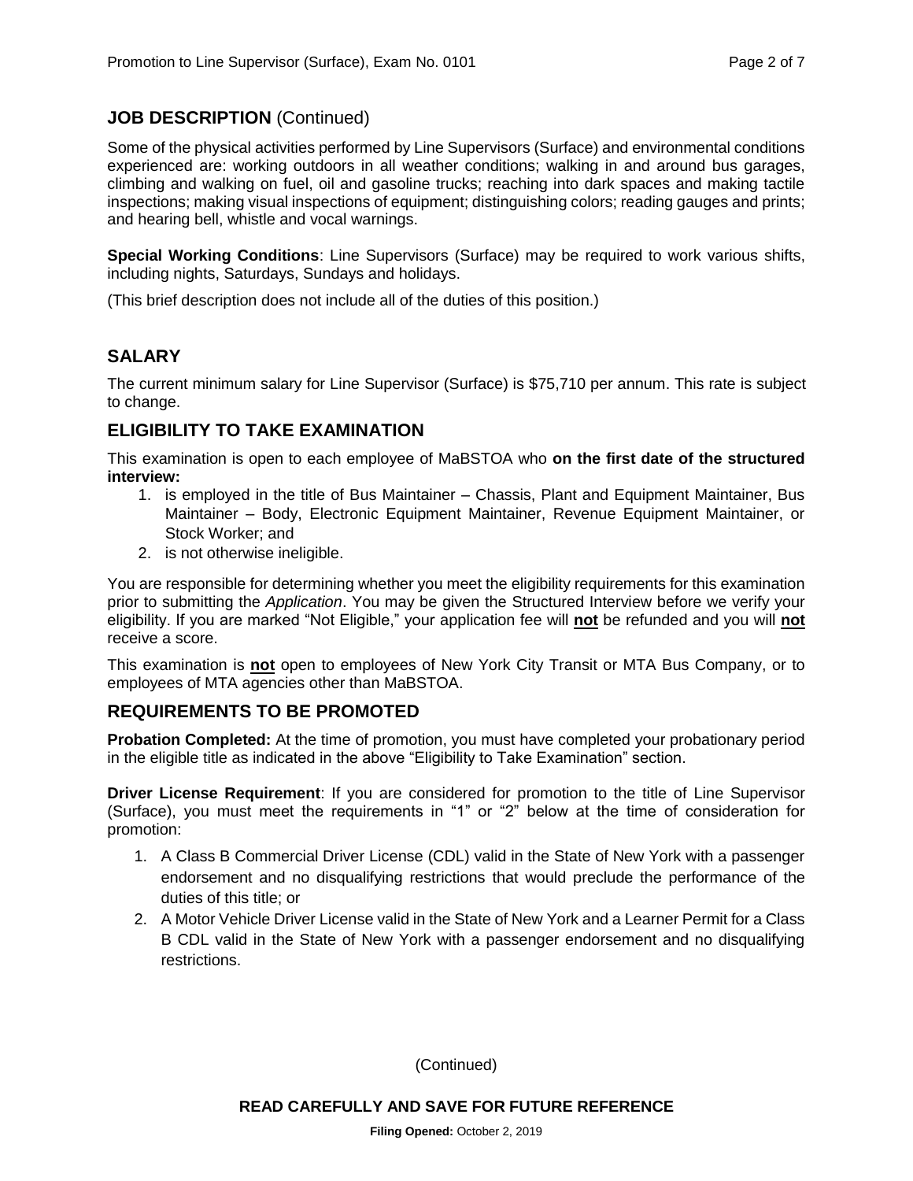## JOB DESCRIPTION (Continued)

Some of the physical activities performed by Line Supervisors (Surface) and environmental conditions experienced are: working outdoors in all weather conditions; walking in and around bus garages, climbing and walking on fuel, oil and gasoline trucks; reaching into dark spaces and making tactile inspections; making visual inspections of equipment; distinguishing colors; reading gauges and prints; and hearing bell, whistle and vocal warnings.

**Special Working Conditions**: Line Supervisors (Surface) may be required to work various shifts, including nights, Saturdays, Sundays and holidays.

(This brief description does not include all of the duties of this position.)

## SALARY

The current minimum salary for Line Supervisor (Surface) is $75,710 per annum. This rate is subject to change.

## ELIGIBILITY TO TAKE EXAMINATION

This examination is open to each employee of MaBSTOA who **on the first date of the structured interview:**

1. is employed in the title of Bus Maintainer – Chassis, Plant and Equipment Maintainer, Bus Maintainer – Body, Electronic Equipment Maintainer, Revenue Equipment Maintainer, or Stock Worker; and
2. is not otherwise ineligible.

You are responsible for determining whether you meet the eligibility requirements for this examination prior to submitting the *Application*. You may be given the Structured Interview before we verify your eligibility. If you are marked "Not Eligible," your application fee will **not** be refunded and you will **not** receive a score.

This examination is **not** open to employees of New York City Transit or MTA Bus Company, or to employees of MTA agencies other than MaBSTOA.

## REQUIREMENTS TO BE PROMOTED

**Probation Completed:** At the time of promotion, you must have completed your probationary period in the eligible title as indicated in the above "Eligibility to Take Examination" section.

**Driver License Requirement**: If you are considered for promotion to the title of Line Supervisor (Surface), you must meet the requirements in "1" or "2" below at the time of consideration for promotion:

1. A Class B Commercial Driver License (CDL) valid in the State of New York with a passenger endorsement and no disqualifying restrictions that would preclude the performance of the duties of this title; or
2. A Motor Vehicle Driver License valid in the State of New York and a Learner Permit for a Class B CDL valid in the State of New York with a passenger endorsement and no disqualifying restrictions.

(Continued)

**READ CAREFULLY AND SAVE FOR FUTURE REFERENCE**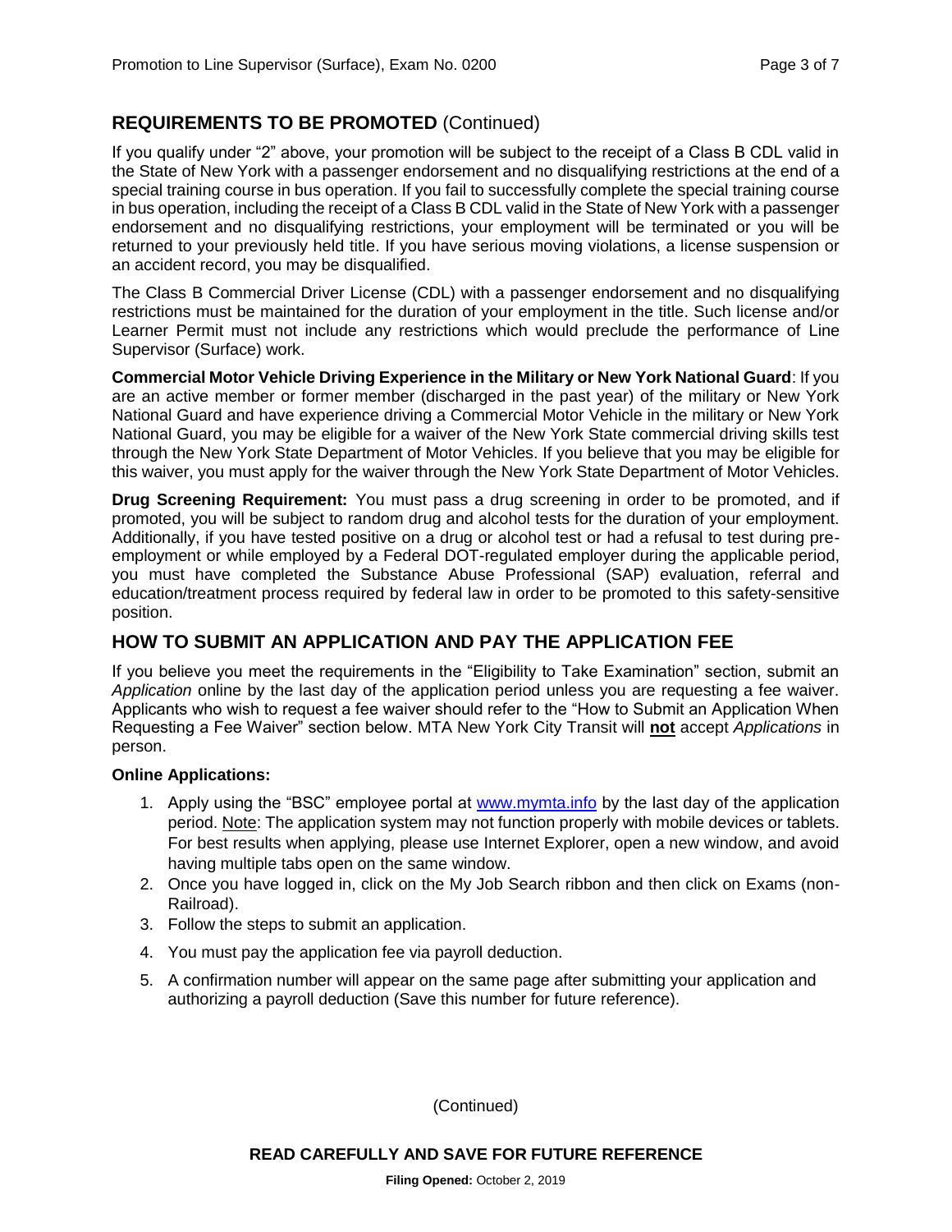## REQUIREMENTS TO BE PROMOTED (Continued)

If you qualify under "2" above, your promotion will be subject to the receipt of a Class B CDL valid in the State of New York with a passenger endorsement and no disqualifying restrictions at the end of a special training course in bus operation. If you fail to successfully complete the special training course in bus operation, including the receipt of a Class B CDL valid in the State of New York with a passenger endorsement and no disqualifying restrictions, your employment will be terminated or you will be returned to your previously held title. If you have serious moving violations, a license suspension or an accident record, you may be disqualified.

The Class B Commercial Driver License (CDL) with a passenger endorsement and no disqualifying restrictions must be maintained for the duration of your employment in the title. Such license and/or Learner Permit must not include any restrictions which would preclude the performance of Line Supervisor (Surface) work.

**Commercial Motor Vehicle Driving Experience in the Military or New York National Guard**: If you are an active member or former member (discharged in the past year) of the military or New York National Guard and have experience driving a Commercial Motor Vehicle in the military or New York National Guard, you may be eligible for a waiver of the New York State commercial driving skills test through the New York State Department of Motor Vehicles. If you believe that you may be eligible for this waiver, you must apply for the waiver through the New York State Department of Motor Vehicles.

**Drug Screening Requirement:** You must pass a drug screening in order to be promoted, and if promoted, you will be subject to random drug and alcohol tests for the duration of your employment. Additionally, if you have tested positive on a drug or alcohol test or had a refusal to test during pre-employment or while employed by a Federal DOT-regulated employer during the applicable period, you must have completed the Substance Abuse Professional (SAP) evaluation, referral and education/treatment process required by federal law in order to be promoted to this safety-sensitive position.

## HOW TO SUBMIT AN APPLICATION AND PAY THE APPLICATION FEE

If you believe you meet the requirements in the "Eligibility to Take Examination" section, submit an *Application* online by the last day of the application period unless you are requesting a fee waiver. Applicants who wish to request a fee waiver should refer to the "How to Submit an Application When Requesting a Fee Waiver" section below. MTA New York City Transit will **not** accept *Applications* in person.

**Online Applications:**

1. Apply using the "BSC" employee portal at www.mymta.info by the last day of the application period. Note: The application system may not function properly with mobile devices or tablets. For best results when applying, please use Internet Explorer, open a new window, and avoid having multiple tabs open on the same window.
2. Once you have logged in, click on the My Job Search ribbon and then click on Exams (non-Railroad).
3. Follow the steps to submit an application.
4. You must pay the application fee via payroll deduction.
5. A confirmation number will appear on the same page after submitting your application and authorizing a payroll deduction (Save this number for future reference).

(Continued)

**READ CAREFULLY AND SAVE FOR FUTURE REFERENCE**

**Filing Opened:** October 2, 2019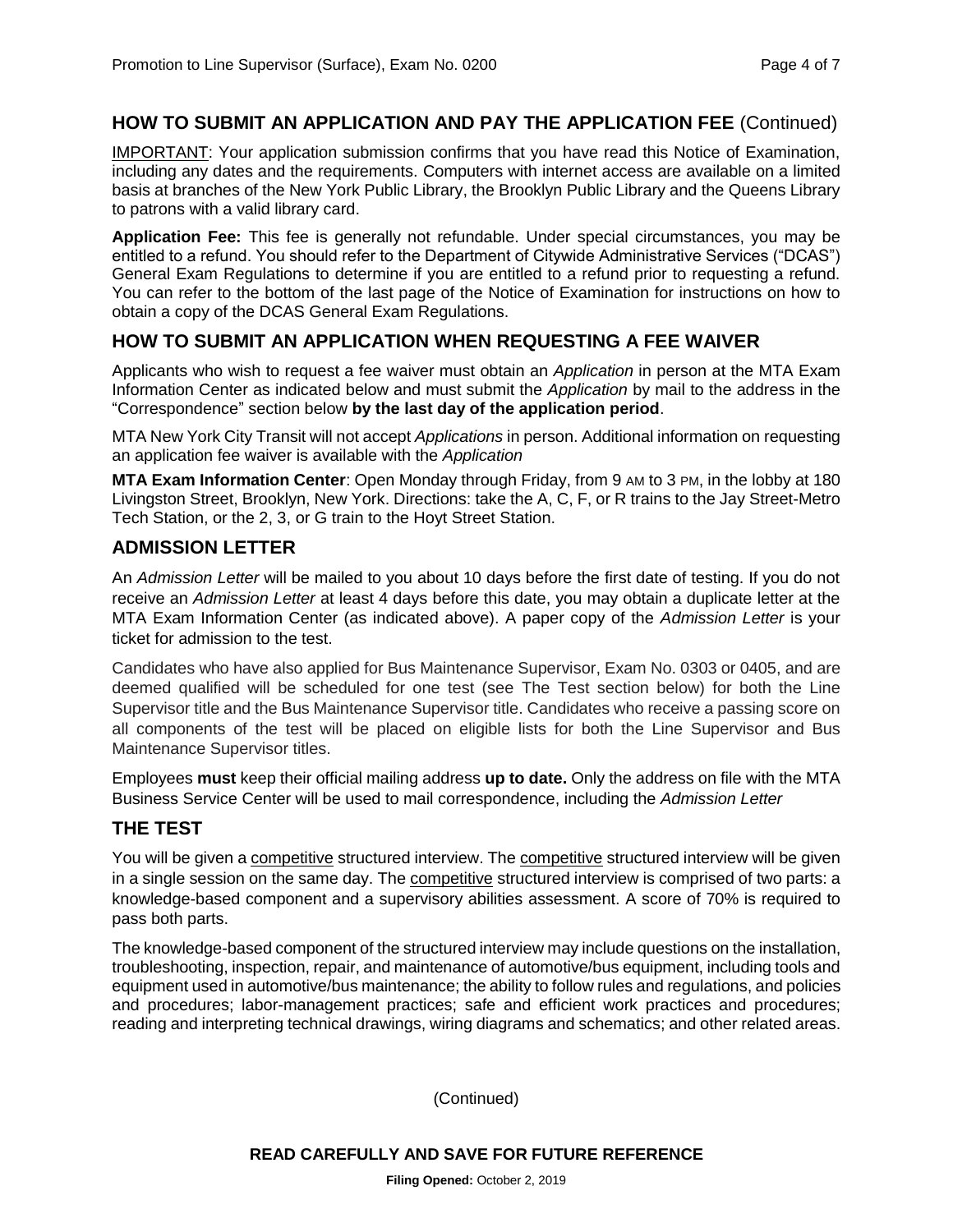## HOW TO SUBMIT AN APPLICATION AND PAY THE APPLICATION FEE (Continued)

IMPORTANT: Your application submission confirms that you have read this Notice of Examination, including any dates and the requirements. Computers with internet access are available on a limited basis at branches of the New York Public Library, the Brooklyn Public Library and the Queens Library to patrons with a valid library card.

**Application Fee:** This fee is generally not refundable. Under special circumstances, you may be entitled to a refund. You should refer to the Department of Citywide Administrative Services ("DCAS") General Exam Regulations to determine if you are entitled to a refund prior to requesting a refund. You can refer to the bottom of the last page of the Notice of Examination for instructions on how to obtain a copy of the DCAS General Exam Regulations.

## HOW TO SUBMIT AN APPLICATION WHEN REQUESTING A FEE WAIVER

Applicants who wish to request a fee waiver must obtain an *Application* in person at the MTA Exam Information Center as indicated below and must submit the *Application* by mail to the address in the "Correspondence" section below **by the last day of the application period**.

MTA New York City Transit will not accept *Applications* in person. Additional information on requesting an application fee waiver is available with the *Application*

**MTA Exam Information Center**: Open Monday through Friday, from 9 AM to 3 PM, in the lobby at 180 Livingston Street, Brooklyn, New York. Directions: take the A, C, F, or R trains to the Jay Street-Metro Tech Station, or the 2, 3, or G train to the Hoyt Street Station.

## ADMISSION LETTER

An *Admission Letter* will be mailed to you about 10 days before the first date of testing. If you do not receive an *Admission Letter* at least 4 days before this date, you may obtain a duplicate letter at the MTA Exam Information Center (as indicated above). A paper copy of the *Admission Letter* is your ticket for admission to the test.

Candidates who have also applied for Bus Maintenance Supervisor, Exam No. 0303 or 0405, and are deemed qualified will be scheduled for one test (see The Test section below) for both the Line Supervisor title and the Bus Maintenance Supervisor title. Candidates who receive a passing score on all components of the test will be placed on eligible lists for both the Line Supervisor and Bus Maintenance Supervisor titles.

Employees **must** keep their official mailing address **up to date.** Only the address on file with the MTA Business Service Center will be used to mail correspondence, including the *Admission Letter*

## THE TEST

You will be given a competitive structured interview. The competitive structured interview will be given in a single session on the same day. The competitive structured interview is comprised of two parts: a knowledge-based component and a supervisory abilities assessment. A score of 70% is required to pass both parts.

The knowledge-based component of the structured interview may include questions on the installation, troubleshooting, inspection, repair, and maintenance of automotive/bus equipment, including tools and equipment used in automotive/bus maintenance; the ability to follow rules and regulations, and policies and procedures; labor-management practices; safe and efficient work practices and procedures; reading and interpreting technical drawings, wiring diagrams and schematics; and other related areas.

(Continued)

**READ CAREFULLY AND SAVE FOR FUTURE REFERENCE**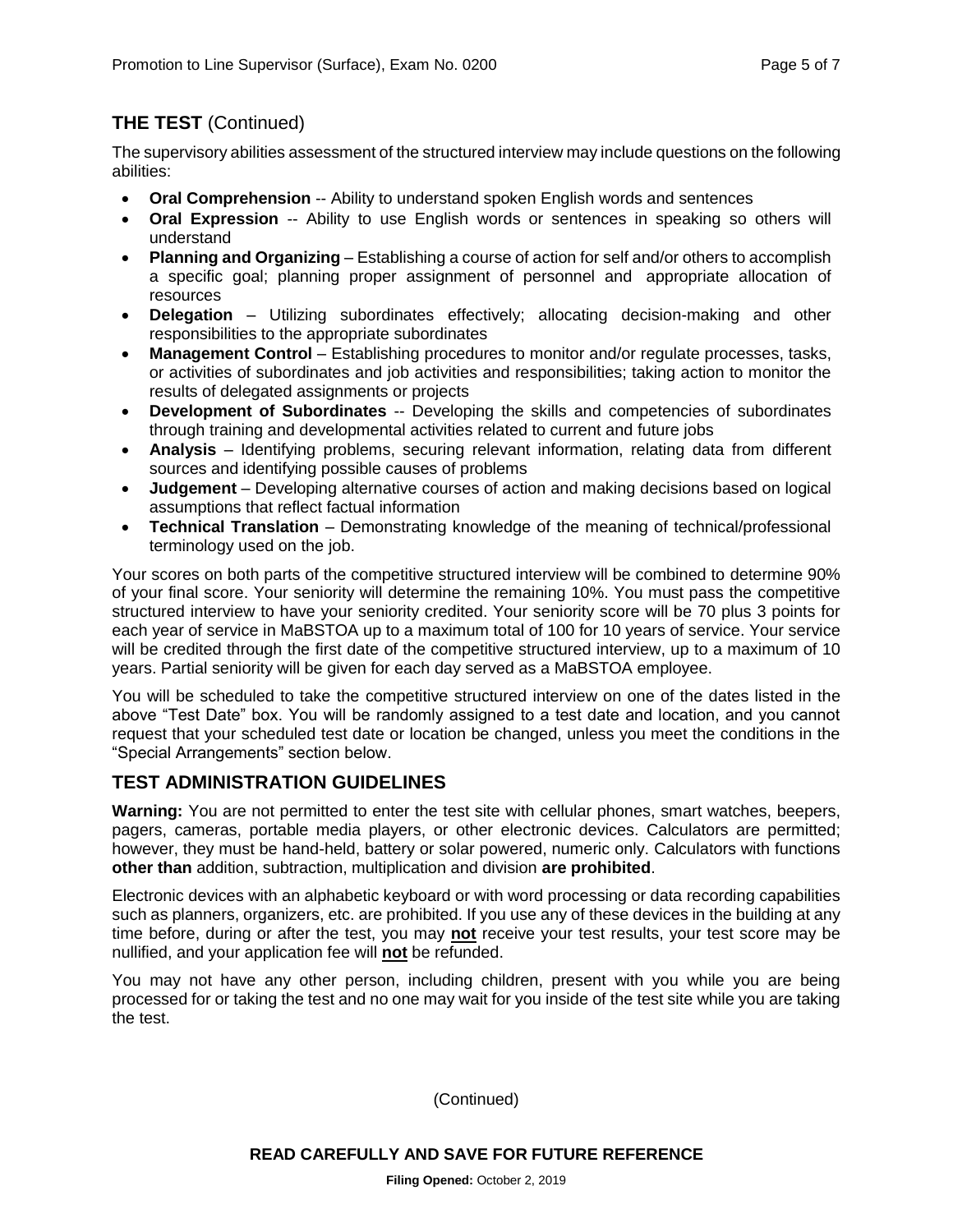## THE TEST (Continued)

The supervisory abilities assessment of the structured interview may include questions on the following abilities:

- **Oral Comprehension** -- Ability to understand spoken English words and sentences
- **Oral Expression** -- Ability to use English words or sentences in speaking so others will understand
- **Planning and Organizing** – Establishing a course of action for self and/or others to accomplish a specific goal; planning proper assignment of personnel and appropriate allocation of resources
- **Delegation** – Utilizing subordinates effectively; allocating decision-making and other responsibilities to the appropriate subordinates
- **Management Control** – Establishing procedures to monitor and/or regulate processes, tasks, or activities of subordinates and job activities and responsibilities; taking action to monitor the results of delegated assignments or projects
- **Development of Subordinates** -- Developing the skills and competencies of subordinates through training and developmental activities related to current and future jobs
- **Analysis** – Identifying problems, securing relevant information, relating data from different sources and identifying possible causes of problems
- **Judgement** – Developing alternative courses of action and making decisions based on logical assumptions that reflect factual information
- **Technical Translation** – Demonstrating knowledge of the meaning of technical/professional terminology used on the job.

Your scores on both parts of the competitive structured interview will be combined to determine 90% of your final score. Your seniority will determine the remaining 10%. You must pass the competitive structured interview to have your seniority credited. Your seniority score will be 70 plus 3 points for each year of service in MaBSTOA up to a maximum total of 100 for 10 years of service. Your service will be credited through the first date of the competitive structured interview, up to a maximum of 10 years. Partial seniority will be given for each day served as a MaBSTOA employee.

You will be scheduled to take the competitive structured interview on one of the dates listed in the above "Test Date" box. You will be randomly assigned to a test date and location, and you cannot request that your scheduled test date or location be changed, unless you meet the conditions in the "Special Arrangements" section below.

## TEST ADMINISTRATION GUIDELINES

**Warning:** You are not permitted to enter the test site with cellular phones, smart watches, beepers, pagers, cameras, portable media players, or other electronic devices. Calculators are permitted; however, they must be hand-held, battery or solar powered, numeric only. Calculators with functions **other than** addition, subtraction, multiplication and division **are prohibited**.

Electronic devices with an alphabetic keyboard or with word processing or data recording capabilities such as planners, organizers, etc. are prohibited. If you use any of these devices in the building at any time before, during or after the test, you may **not** receive your test results, your test score may be nullified, and your application fee will **not** be refunded.

You may not have any other person, including children, present with you while you are being processed for or taking the test and no one may wait for you inside of the test site while you are taking the test.

(Continued)

**READ CAREFULLY AND SAVE FOR FUTURE REFERENCE**

**Filing Opened:** October 2, 2019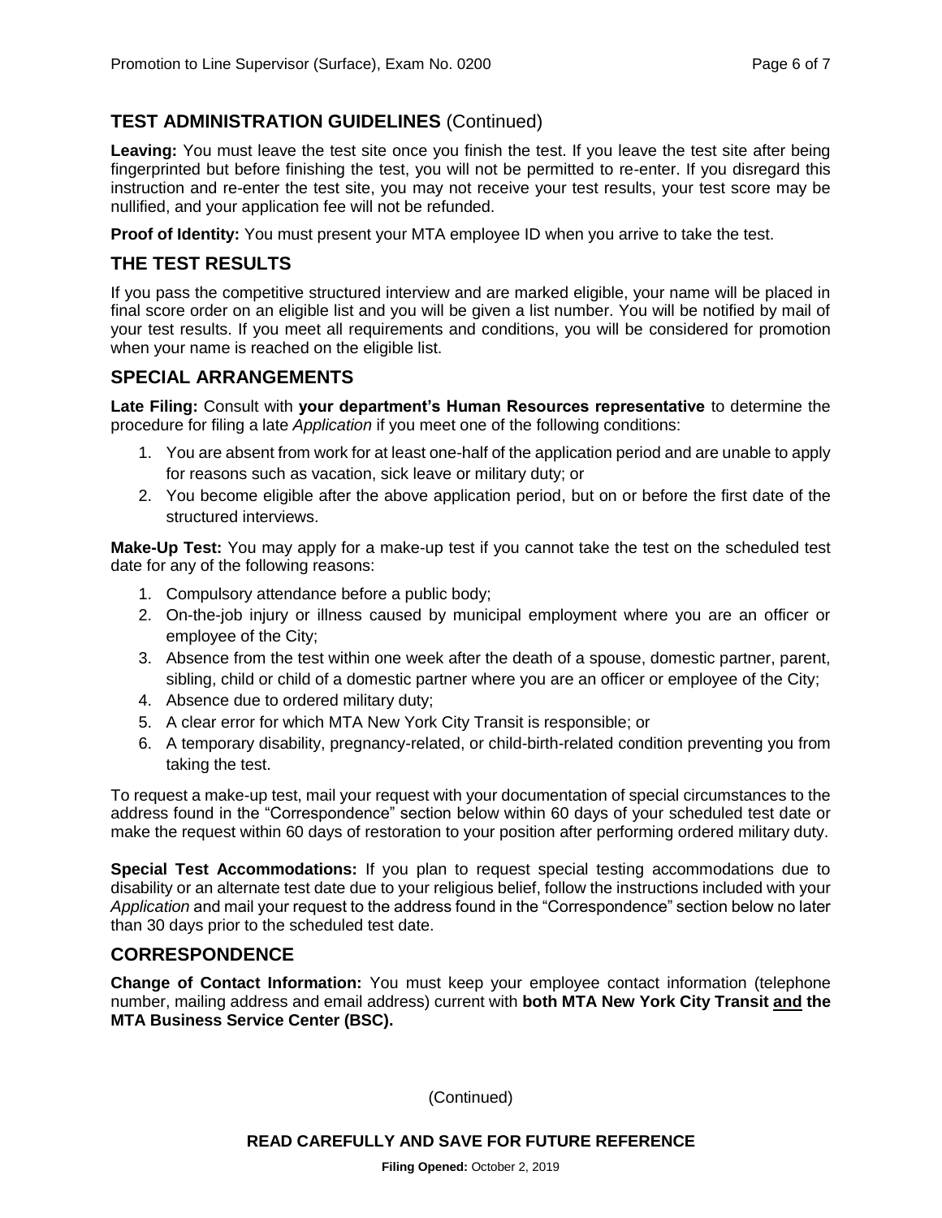## TEST ADMINISTRATION GUIDELINES (Continued)

**Leaving:** You must leave the test site once you finish the test. If you leave the test site after being fingerprinted but before finishing the test, you will not be permitted to re-enter. If you disregard this instruction and re-enter the test site, you may not receive your test results, your test score may be nullified, and your application fee will not be refunded.

**Proof of Identity:** You must present your MTA employee ID when you arrive to take the test.

## THE TEST RESULTS

If you pass the competitive structured interview and are marked eligible, your name will be placed in final score order on an eligible list and you will be given a list number. You will be notified by mail of your test results. If you meet all requirements and conditions, you will be considered for promotion when your name is reached on the eligible list.

## SPECIAL ARRANGEMENTS

**Late Filing:** Consult with **your department's Human Resources representative** to determine the procedure for filing a late *Application* if you meet one of the following conditions:

1. You are absent from work for at least one-half of the application period and are unable to apply for reasons such as vacation, sick leave or military duty; or
2. You become eligible after the above application period, but on or before the first date of the structured interviews.

**Make-Up Test:** You may apply for a make-up test if you cannot take the test on the scheduled test date for any of the following reasons:

1. Compulsory attendance before a public body;
2. On-the-job injury or illness caused by municipal employment where you are an officer or employee of the City;
3. Absence from the test within one week after the death of a spouse, domestic partner, parent, sibling, child or child of a domestic partner where you are an officer or employee of the City;
4. Absence due to ordered military duty;
5. A clear error for which MTA New York City Transit is responsible; or
6. A temporary disability, pregnancy-related, or child-birth-related condition preventing you from taking the test.

To request a make-up test, mail your request with your documentation of special circumstances to the address found in the "Correspondence" section below within 60 days of your scheduled test date or make the request within 60 days of restoration to your position after performing ordered military duty.

**Special Test Accommodations:** If you plan to request special testing accommodations due to disability or an alternate test date due to your religious belief, follow the instructions included with your *Application* and mail your request to the address found in the "Correspondence" section below no later than 30 days prior to the scheduled test date.

## CORRESPONDENCE

**Change of Contact Information:** You must keep your employee contact information (telephone number, mailing address and email address) current with **both MTA New York City Transit and the MTA Business Service Center (BSC).**

(Continued)

**READ CAREFULLY AND SAVE FOR FUTURE REFERENCE**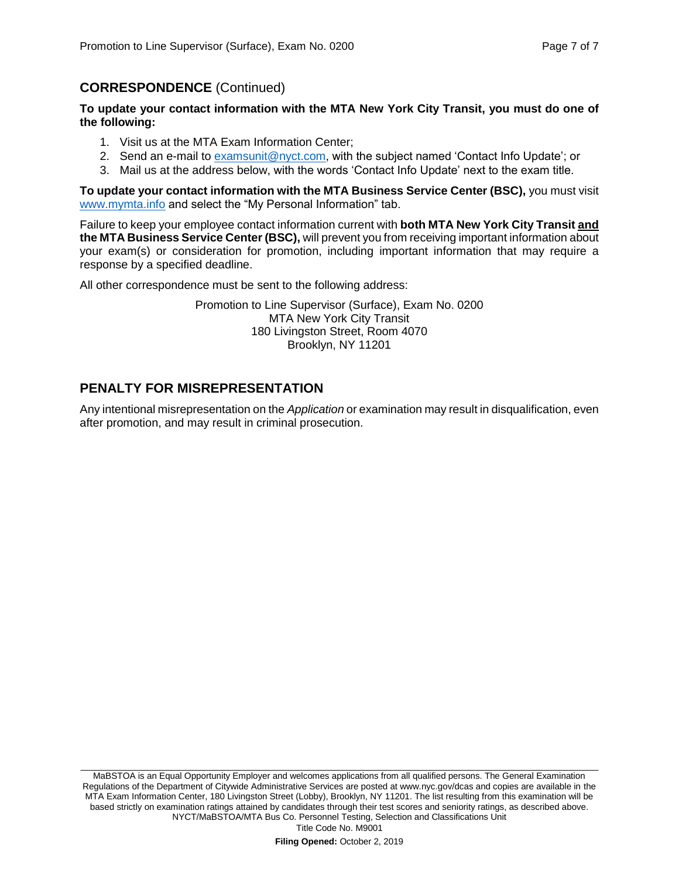## CORRESPONDENCE (Continued)

**To update your contact information with the MTA New York City Transit, you must do one of the following:**

1. Visit us at the MTA Exam Information Center;
2. Send an e-mail to examsunit@nyct.com, with the subject named 'Contact Info Update'; or
3. Mail us at the address below, with the words 'Contact Info Update' next to the exam title.

**To update your contact information with the MTA Business Service Center (BSC),** you must visit www.mymta.info and select the "My Personal Information" tab.

Failure to keep your employee contact information current with **both MTA New York City Transit and the MTA Business Service Center (BSC),** will prevent you from receiving important information about your exam(s) or consideration for promotion, including important information that may require a response by a specified deadline.

All other correspondence must be sent to the following address:

Promotion to Line Supervisor (Surface), Exam No. 0200
MTA New York City Transit
180 Livingston Street, Room 4070
Brooklyn, NY 11201

## PENALTY FOR MISREPRESENTATION

Any intentional misrepresentation on the *Application* or examination may result in disqualification, even after promotion, and may result in criminal prosecution.

MaBSTOA is an Equal Opportunity Employer and welcomes applications from all qualified persons. The General Examination Regulations of the Department of Citywide Administrative Services are posted at www.nyc.gov/dcas and copies are available in the MTA Exam Information Center, 180 Livingston Street (Lobby), Brooklyn, NY 11201. The list resulting from this examination will be based strictly on examination ratings attained by candidates through their test scores and seniority ratings, as described above.
NYCT/MaBSTOA/MTA Bus Co. Personnel Testing, Selection and Classifications Unit
Title Code No. M9001

**Filing Opened:** October 2, 2019